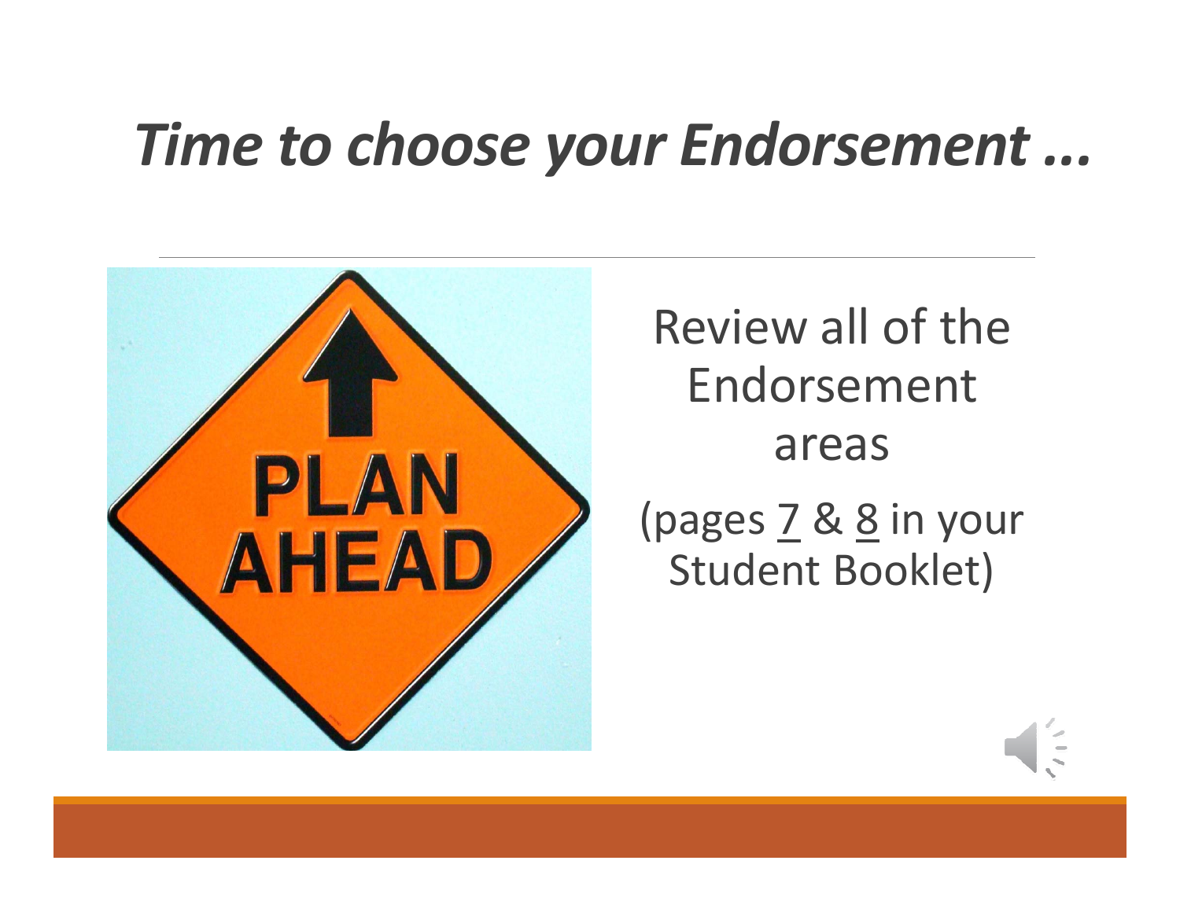# *Time to choose your Endorsement ...*

Review all of the Endorsement areas

(pages 7 & 8 in your Student Booklet)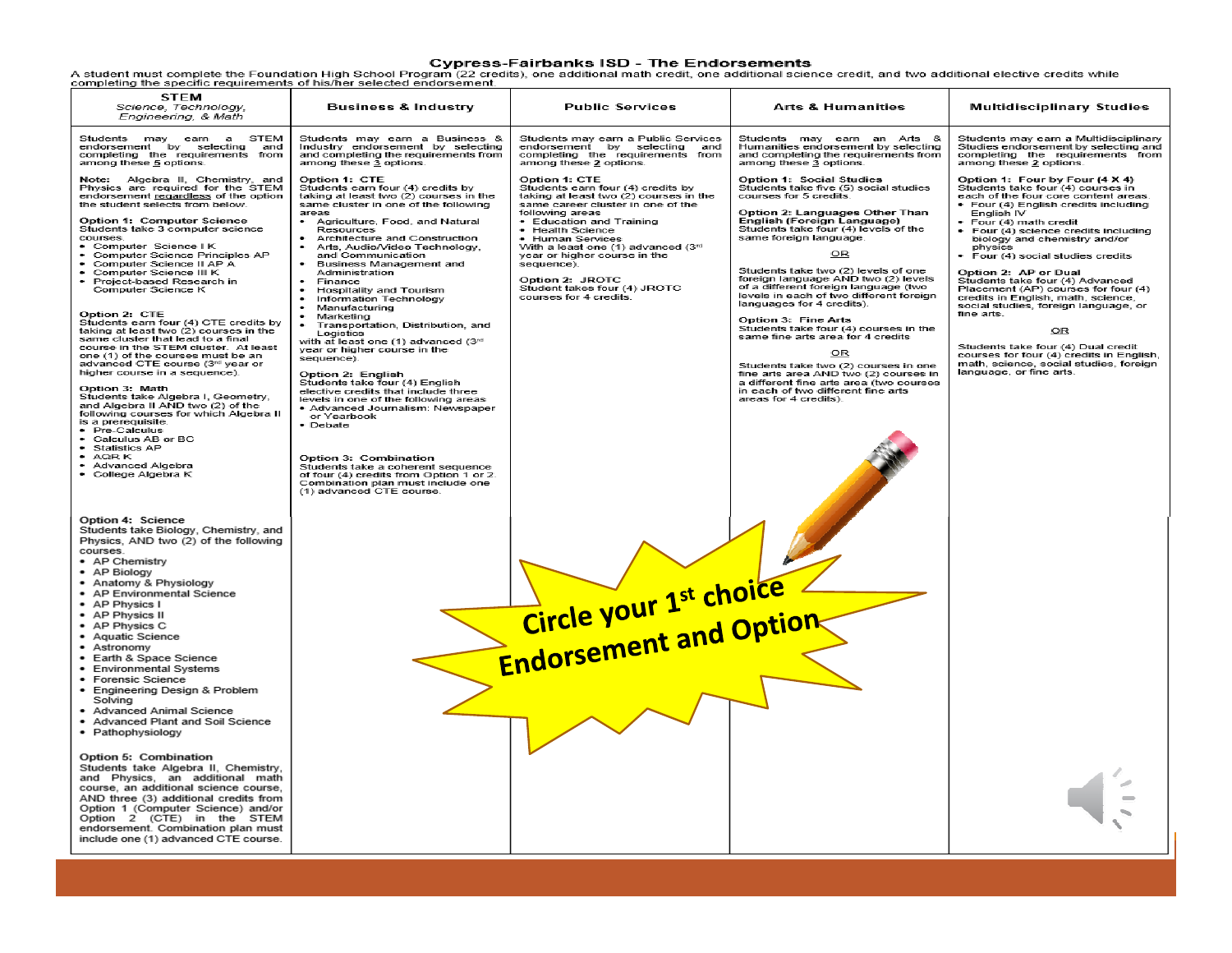# Cypress-Fairbanks ISD - The Endorsements

A student must complete the Foundation High School Program (22 credits), one additional math credit, one additional science credit, and two additional elective credits while completing the specific requirements of his/her selected endorsement.

## STEM
*Science, Technology, Engineering, & Math*

Students may earn a STEM endorsement by selecting and completing the requirements from among these 5 options.

**Note:** Algebra II, Chemistry, and Physics are required for the STEM endorsement regardless of the option the student selects from below.

**Option 1: Computer Science**
Students take 3 computer science courses.
- Computer Science I K
- Computer Science Principles AP
- Computer Science II AP A
- Computer Science III K
- Project-based Research in Computer Science K

**Option 2: CTE**
Students earn four (4) CTE credits by taking at least two (2) courses in the same cluster in the STEM cluster. At least one (1) of the courses must be an advanced CTE course (3rd year or higher course in a sequence).

**Option 3: Math**
Students take Algebra I, Geometry, and Algebra II AND two (2) of the following courses for which Algebra II is a prerequisite.
- Pre-Calculus
- Calculus AB or BC
- Statistics AP
- AQR K
- Advanced Algebra
- College Algebra K

**Option 4: Science**
Students take Biology, Chemistry, and Physics, AND two (2) of the following courses.
- AP Chemistry
- AP Biology
- Anatomy & Physiology
- AP Environmental Science
- AP Physics I
- AP Physics II
- AP Physics C
- Aquatic Science
- Astronomy
- Earth & Space Science
- Environmental Systems
- Forensic Science
- Engineering Design & Problem Solving
- Advanced Animal Science
- Advanced Plant and Soil Science
- Pathophysiology

**Option 5: Combination**
Students take Algebra II, Chemistry, and Physics, an additional math course, an additional science course, AND three (3) additional credits from Option 1 (Computer Science) and/or Option 2 (CTE) in the STEM endorsement. Combination plan must include one (1) advanced CTE course.

## Business & Industry

Students may earn a Business & Industry endorsement by selecting and completing the requirements from among these 3 options.

**Option 1: CTE**
Students earn four (4) credits by taking at least two (2) courses in the same cluster in one of the following areas
- Agriculture, Food, and Natural Resources
- Architecture and Construction
- Arts, Audio/Video Technology, and Communication
- Business Management and Administration
- Finance
- Hospitality and Tourism
- Information Technology
- Manufacturing
- Marketing
- Transportation, Distribution, and Logistics

with at least one (1) advanced (3rd year or higher course in the sequence).

**Option 2: English**
Students take four (4) English elective credits that include three levels in one of the following areas
- Advanced Journalism: Newspaper or Yearbook
- Debate

**Option 3: Combination**
Students take a coherent sequence of four (4) credits from Option 1 or 2. Combination plan must include one (1) advanced CTE course.

## Public Services

Students may earn a Public Services endorsement by selecting and completing the requirements from among these 2 options.

**Option 1: CTE**
Students earn four (4) credits by taking at least two (2) courses in the same career cluster in one of the following areas
- Education and Training
- Health Science
- Human Services

With a least one (1) advanced (3rd year or higher course in the sequence).

**Option 2: JROTC**
Student takes four (4) JROTC courses for 4 credits.

## Arts & Humanities

Students may earn an Arts & Humanities endorsement by selecting and completing the requirements from among these 3 options.

**Option 1: Social Studies**
Students take five (5) social studies courses for 5 credits.

**Option 2: Languages Other Than English (Foreign Language)**
Students take four (4) levels of the same foreign language.

OR

Students take two (2) levels of one foreign language AND two (2) levels of a different foreign language (two levels in each of two different foreign languages for 4 credits).

**Option 3: Fine Arts**
Students take four (4) courses in the same fine arts area for 4 credits

OR

Students take two (2) courses in one fine arts area AND two (2) courses in a different fine arts area (two courses in each of two different fine arts areas for 4 credits).

## Multidisciplinary Studies

Students may earn a Multidisciplinary Studies endorsement by selecting and completing the requirements from among these 2 options.

**Option 1: Four by Four (4 X 4)**
Students take four (4) courses in each of the four core content areas.
- Four (4) English credits including English IV
- Four (4) math credit
- Four (4) science credits including biology and chemistry and/or physics
- Four (4) social studies credits

**Option 2: AP or Dual**
Students take four (4) Advanced Placement (AP) courses for four (4) credits in English, math, science, social studies, foreign language, or fine arts.

OR

Students take four (4) Dual credit courses for four (4) credits in English, math, science, social studies, foreign language, or fine arts.

**Circle your 1st choice Endorsement and Option**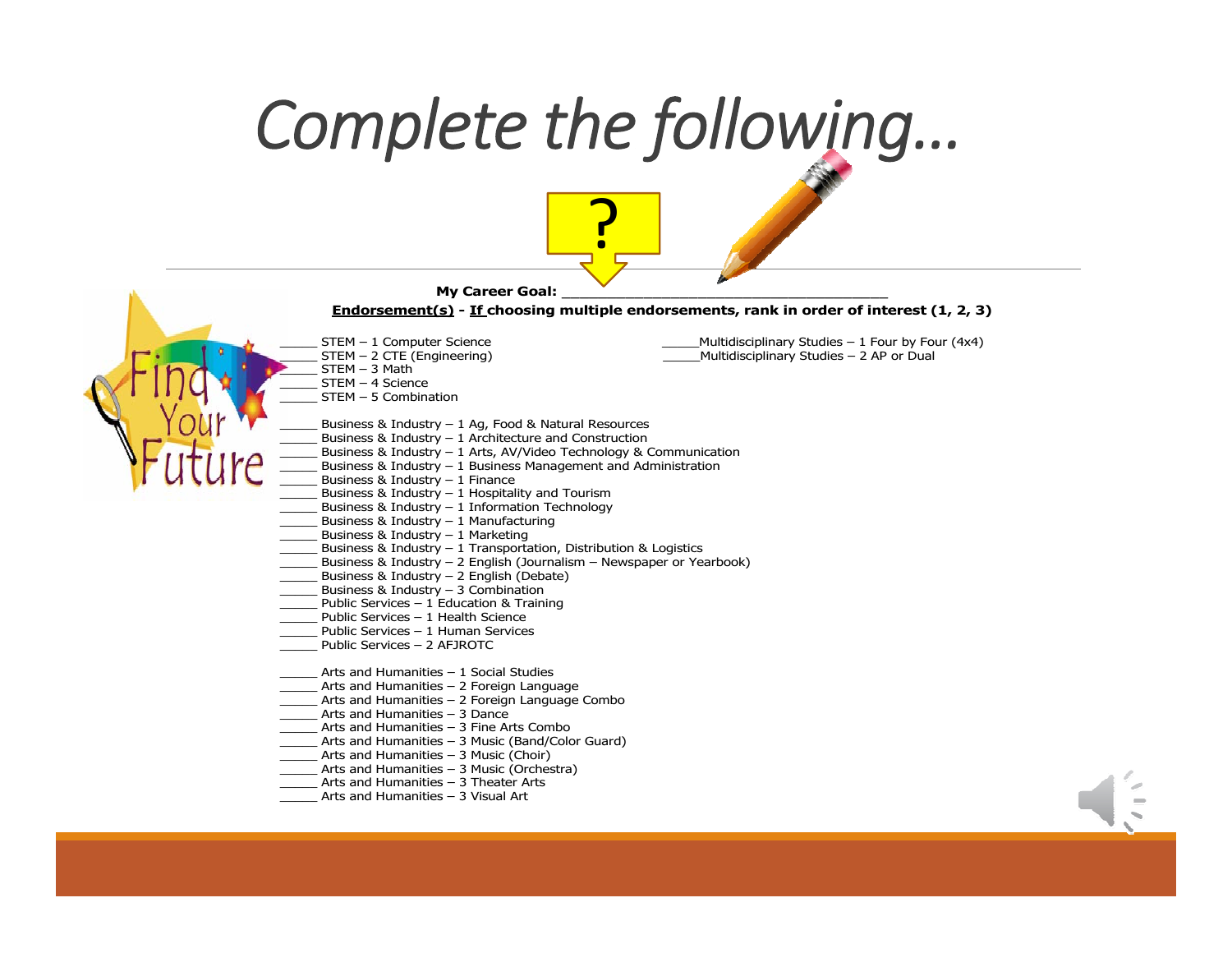# *Complete the following…*

?

**My Career Goal:** ___________________________________

**<u>Endorsement(s)</u> - <u>If</u> choosing multiple endorsements, rank in order of interest (1, 2, 3)**

_____ STEM – 1 Computer Science
_____ STEM – 2 CTE (Engineering)
_____ STEM – 3 Math
_____ STEM – 4 Science
_____ STEM – 5 Combination

_____ Multidisciplinary Studies – 1 Four by Four (4x4)
_____ Multidisciplinary Studies – 2 AP or Dual

_____ Business & Industry – 1 Ag, Food & Natural Resources
_____ Business & Industry – 1 Architecture and Construction
_____ Business & Industry – 1 Arts, AV/Video Technology & Communication
_____ Business & Industry – 1 Business Management and Administration
_____ Business & Industry – 1 Finance
_____ Business & Industry – 1 Hospitality and Tourism
_____ Business & Industry – 1 Information Technology
_____ Business & Industry – 1 Manufacturing
_____ Business & Industry – 1 Marketing
_____ Business & Industry – 1 Transportation, Distribution & Logistics
_____ Business & Industry – 2 English (Journalism – Newspaper or Yearbook)
_____ Business & Industry – 2 English (Debate)
_____ Business & Industry – 3 Combination
_____ Public Services – 1 Education & Training
_____ Public Services – 1 Health Science
_____ Public Services – 1 Human Services
_____ Public Services – 2 AFJROTC

_____ Arts and Humanities – 1 Social Studies
_____ Arts and Humanities – 2 Foreign Language
_____ Arts and Humanities – 2 Foreign Language Combo
_____ Arts and Humanities – 3 Dance
_____ Arts and Humanities – 3 Fine Arts Combo
_____ Arts and Humanities – 3 Music (Band/Color Guard)
_____ Arts and Humanities – 3 Music (Choir)
_____ Arts and Humanities – 3 Music (Orchestra)
_____ Arts and Humanities – 3 Theater Arts
_____ Arts and Humanities – 3 Visual Art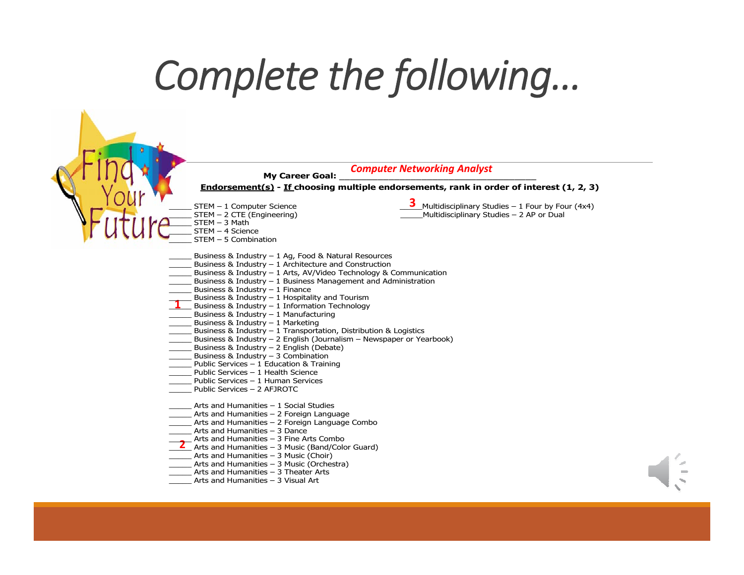# Complete the following…

**My Career Goal:** *Computer Networking Analyst*

**Endorsement(s) - If choosing multiple endorsements, rank in order of interest (1, 2, 3)**

_____ STEM – 1 Computer Science
_____ STEM – 2 CTE (Engineering)
_____ STEM – 3 Math
_____ STEM – 4 Science
_____ STEM – 5 Combination

__3__ Multidisciplinary Studies – 1 Four by Four (4x4)
_____ Multidisciplinary Studies – 2 AP or Dual

_____ Business & Industry – 1 Ag, Food & Natural Resources
_____ Business & Industry – 1 Architecture and Construction
_____ Business & Industry – 1 Arts, AV/Video Technology & Communication
_____ Business & Industry – 1 Business Management and Administration
_____ Business & Industry – 1 Finance
_____ Business & Industry – 1 Hospitality and Tourism
__1__ Business & Industry – 1 Information Technology
_____ Business & Industry – 1 Manufacturing
_____ Business & Industry – 1 Marketing
_____ Business & Industry – 1 Transportation, Distribution & Logistics
_____ Business & Industry – 2 English (Journalism – Newspaper or Yearbook)
_____ Business & Industry – 2 English (Debate)
_____ Business & Industry – 3 Combination
_____ Public Services – 1 Education & Training
_____ Public Services – 1 Health Science
_____ Public Services – 1 Human Services
_____ Public Services – 2 AFJROTC

_____ Arts and Humanities – 1 Social Studies
_____ Arts and Humanities – 2 Foreign Language
_____ Arts and Humanities – 2 Foreign Language Combo
_____ Arts and Humanities – 3 Dance
_____ Arts and Humanities – 3 Fine Arts Combo
__2__ Arts and Humanities – 3 Music (Band/Color Guard)
_____ Arts and Humanities – 3 Music (Choir)
_____ Arts and Humanities – 3 Music (Orchestra)
_____ Arts and Humanities – 3 Theater Arts
_____ Arts and Humanities – 3 Visual Art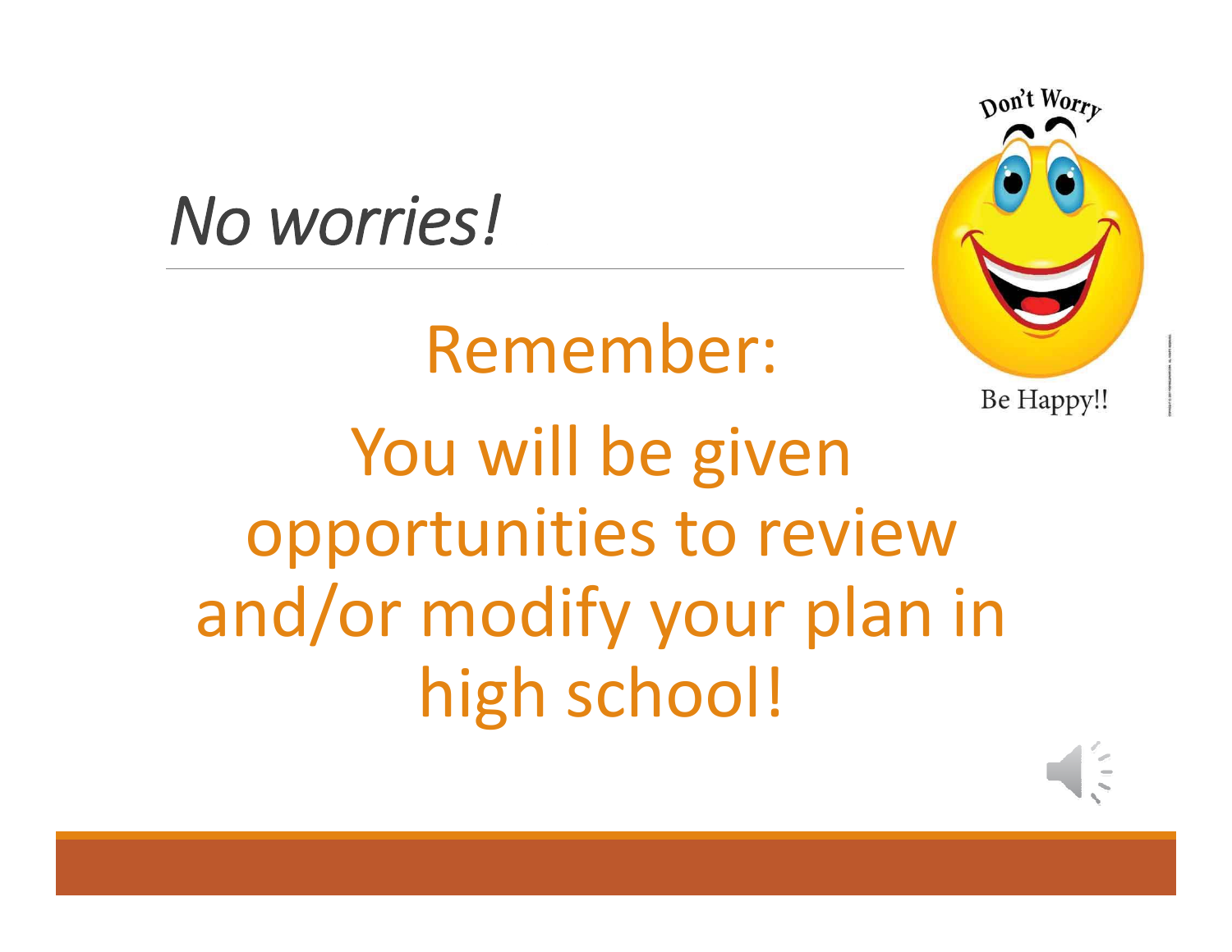# *No worries!*

Remember:

You will be given opportunities to review and/or modify your plan in high school!